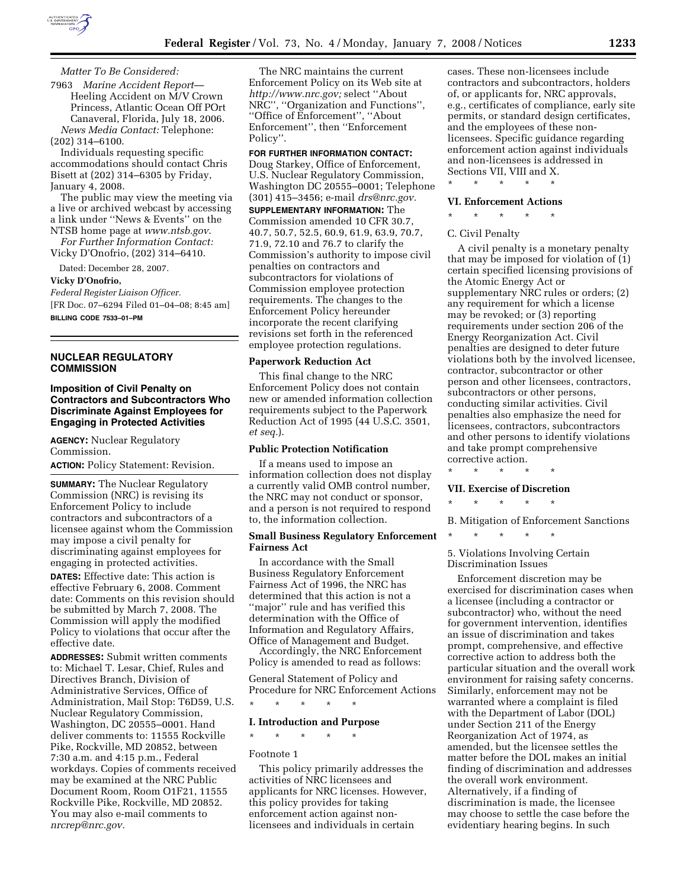*Matter To Be Considered:*

7963 *Marine Accident Report*—Heeling Accident on M/V Crown Princess, Atlantic Ocean Off POrt Canaveral, Florida, July 18, 2006.

*News Media Contact:* Telephone: (202) 314–6100.

Individuals requesting specific accommodations should contact Chris Bisett at (202) 314–6305 by Friday, January 4, 2008.

The public may view the meeting via a live or archived webcast by accessing a link under ''News & Events'' on the NTSB home page at *www.ntsb.gov*.

*For Further Information Contact:* Vicky D'Onofrio, (202) 314–6410.

Dated: December 28, 2007.

**Vicky D'Onofrio,**

*Federal Register Liaison Officer.*

[FR Doc. 07–6294 Filed 01–04–08; 8:45 am]

**BILLING CODE 7533–01–PM**

---

## NUCLEAR REGULATORY COMMISSION

### Imposition of Civil Penalty on Contractors and Subcontractors Who Discriminate Against Employees for Engaging in Protected Activities

**AGENCY:** Nuclear Regulatory Commission.

**ACTION:** Policy Statement: Revision.

**SUMMARY:** The Nuclear Regulatory Commission (NRC) is revising its Enforcement Policy to include contractors and subcontractors of a licensee against whom the Commission may impose a civil penalty for discriminating against employees for engaging in protected activities.

**DATES:** Effective date: This action is effective February 6, 2008. Comment date: Comments on this revision should be submitted by March 7, 2008. The Commission will apply the modified Policy to violations that occur after the effective date.

**ADDRESSES:** Submit written comments to: Michael T. Lesar, Chief, Rules and Directives Branch, Division of Administrative Services, Office of Administration, Mail Stop: T6D59, U.S. Nuclear Regulatory Commission, Washington, DC 20555–0001. Hand deliver comments to: 11555 Rockville Pike, Rockville, MD 20852, between 7:30 a.m. and 4:15 p.m., Federal workdays. Copies of comments received may be examined at the NRC Public Document Room, Room O1F21, 11555 Rockville Pike, Rockville, MD 20852. You may also e-mail comments to *nrcrep@nrc.gov.*

The NRC maintains the current Enforcement Policy on its Web site at *http://www.nrc.gov;* select ''About NRC'', ''Organization and Functions'', ''Office of Enforcement'', ''About Enforcement'', then ''Enforcement Policy''.

**FOR FURTHER INFORMATION CONTACT:** Doug Starkey, Office of Enforcement, U.S. Nuclear Regulatory Commission, Washington DC 20555–0001; Telephone (301) 415–3456; e-mail *drs@nrc.gov.*

**SUPPLEMENTARY INFORMATION:** The Commission amended 10 CFR 30.7, 40.7, 50.7, 52.5, 60.9, 61.9, 63.9, 70.7, 71.9, 72.10 and 76.7 to clarify the Commission's authority to impose civil penalties on contractors and subcontractors for violations of Commission employee protection requirements. The changes to the Enforcement Policy hereunder incorporate the recent clarifying revisions set forth in the referenced employee protection regulations.

#### Paperwork Reduction Act

This final change to the NRC Enforcement Policy does not contain new or amended information collection requirements subject to the Paperwork Reduction Act of 1995 (44 U.S.C. 3501, *et seq.*).

#### Public Protection Notification

If a means used to impose an information collection does not display a currently valid OMB control number, the NRC may not conduct or sponsor, and a person is not required to respond to, the information collection.

#### Small Business Regulatory Enforcement Fairness Act

In accordance with the Small Business Regulatory Enforcement Fairness Act of 1996, the NRC has determined that this action is not a ''major'' rule and has verified this determination with the Office of Information and Regulatory Affairs, Office of Management and Budget.

Accordingly, the NRC Enforcement Policy is amended to read as follows:

General Statement of Policy and Procedure for NRC Enforcement Actions

\* \* \* \* \*

#### I. Introduction and Purpose

\* \* \* \* \*

Footnote 1

This policy primarily addresses the activities of NRC licensees and applicants for NRC licenses. However, this policy provides for taking enforcement action against non-licensees and individuals in certain cases. These non-licensees include contractors and subcontractors, holders of, or applicants for, NRC approvals, e.g., certificates of compliance, early site permits, or standard design certificates, and the employees of these non-licensees. Specific guidance regarding enforcement action against individuals and non-licensees is addressed in Sections VII, VIII and X.

\* \* \* \* \*

#### VI. Enforcement Actions

\* \* \* \* \*

C. Civil Penalty

A civil penalty is a monetary penalty that may be imposed for violation of (1) certain specified licensing provisions of the Atomic Energy Act or supplementary NRC rules or orders; (2) any requirement for which a license may be revoked; or (3) reporting requirements under section 206 of the Energy Reorganization Act. Civil penalties are designed to deter future violations both by the involved licensee, contractor, subcontractor or other person and other licensees, contractors, subcontractors or other persons, conducting similar activities. Civil penalties also emphasize the need for licensees, contractors, subcontractors and other persons to identify violations and take prompt comprehensive corrective action.

\* \* \* \* \*

#### VII. Exercise of Discretion

\* \* \* \* \*

B. Mitigation of Enforcement Sanctions

\* \* \* \* \*

5. Violations Involving Certain Discrimination Issues

Enforcement discretion may be exercised for discrimination cases when a licensee (including a contractor or subcontractor) who, without the need for government intervention, identifies an issue of discrimination and takes prompt, comprehensive, and effective corrective action to address both the particular situation and the overall work environment for raising safety concerns. Similarly, enforcement may not be warranted where a complaint is filed with the Department of Labor (DOL) under Section 211 of the Energy Reorganization Act of 1974, as amended, but the licensee settles the matter before the DOL makes an initial finding of discrimination and addresses the overall work environment. Alternatively, if a finding of discrimination is made, the licensee may choose to settle the case before the evidentiary hearing begins. In such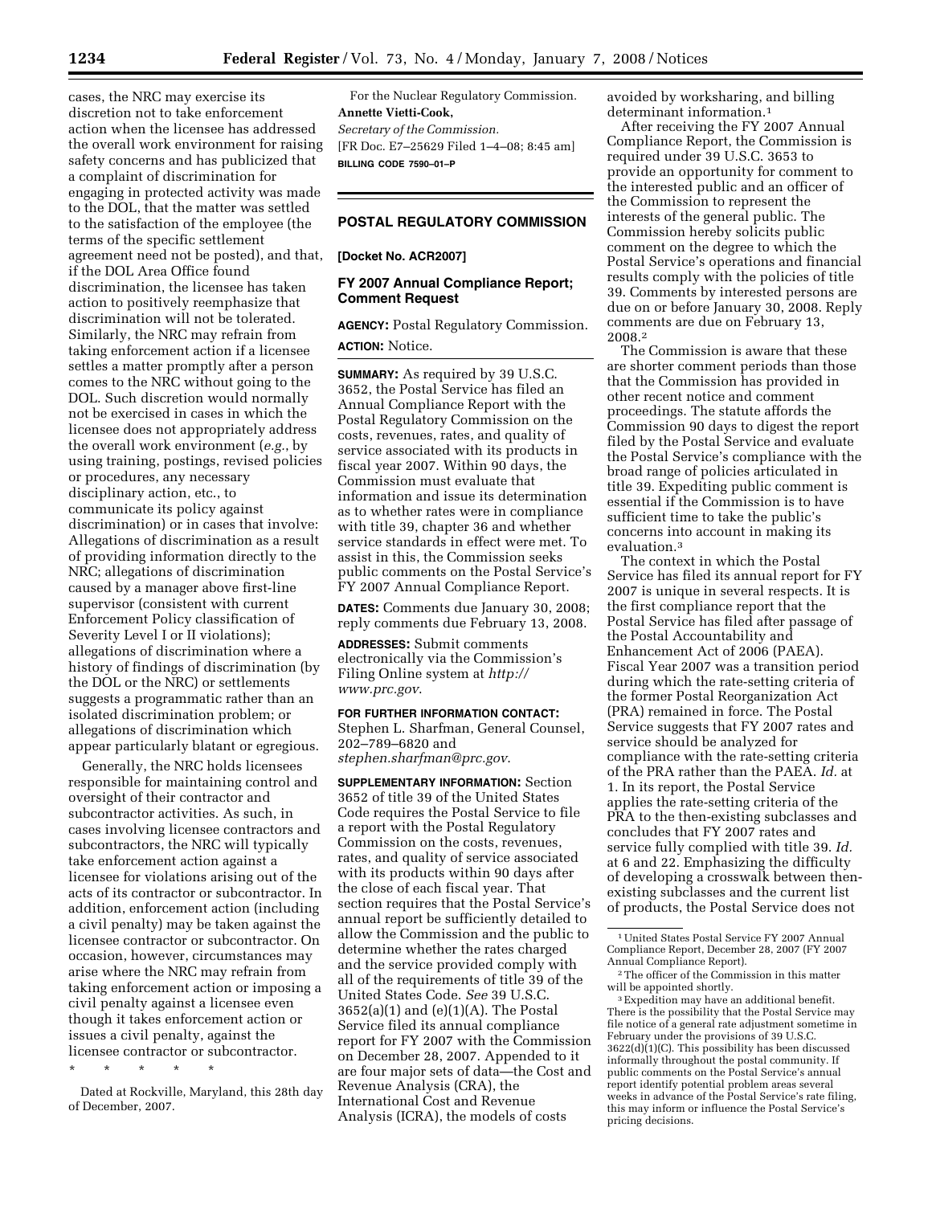cases, the NRC may exercise its discretion not to take enforcement action when the licensee has addressed the overall work environment for raising safety concerns and has publicized that a complaint of discrimination for engaging in protected activity was made to the DOL, that the matter was settled to the satisfaction of the employee (the terms of the specific settlement agreement need not be posted), and that, if the DOL Area Office found discrimination, the licensee has taken action to positively reemphasize that discrimination will not be tolerated. Similarly, the NRC may refrain from taking enforcement action if a licensee settles a matter promptly after a person comes to the NRC without going to the DOL. Such discretion would normally not be exercised in cases in which the licensee does not appropriately address the overall work environment (*e.g.,* by using training, postings, revised policies or procedures, any necessary disciplinary action, etc., to communicate its policy against discrimination) or in cases that involve: Allegations of discrimination as a result of providing information directly to the NRC; allegations of discrimination caused by a manager above first-line supervisor (consistent with current Enforcement Policy classification of Severity Level I or II violations); allegations of discrimination where a history of findings of discrimination (by the DOL or the NRC) or settlements suggests a programmatic rather than an isolated discrimination problem; or allegations of discrimination which appear particularly blatant or egregious.

Generally, the NRC holds licensees responsible for maintaining control and oversight of their contractor and subcontractor activities. As such, in cases involving licensee contractors and subcontractors, the NRC will typically take enforcement action against a licensee for violations arising out of the acts of its contractor or subcontractor. In addition, enforcement action (including a civil penalty) may be taken against the licensee contractor or subcontractor. On occasion, however, circumstances may arise where the NRC may refrain from taking enforcement action or imposing a civil penalty against a licensee even though it takes enforcement action or issues a civil penalty, against the licensee contractor or subcontractor.

\* \* \* \* \*

Dated at Rockville, Maryland, this 28th day of December, 2007.

For the Nuclear Regulatory Commission.

**Annette Vietti-Cook,**

*Secretary of the Commission.*

[FR Doc. E7–25629 Filed 1–4–08; 8:45 am]

**BILLING CODE 7590–01–P**

## POSTAL REGULATORY COMMISSION

**[Docket No. ACR2007]**

### FY 2007 Annual Compliance Report; Comment Request

**AGENCY:** Postal Regulatory Commission.

**ACTION:** Notice.

**SUMMARY:** As required by 39 U.S.C. 3652, the Postal Service has filed an Annual Compliance Report with the Postal Regulatory Commission on the costs, revenues, rates, and quality of service associated with its products in fiscal year 2007. Within 90 days, the Commission must evaluate that information and issue its determination as to whether rates were in compliance with title 39, chapter 36 and whether service standards in effect were met. To assist in this, the Commission seeks public comments on the Postal Service's FY 2007 Annual Compliance Report.

**DATES:** Comments due January 30, 2008; reply comments due February 13, 2008.

**ADDRESSES:** Submit comments electronically via the Commission's Filing Online system at *http://www.prc.gov*.

**FOR FURTHER INFORMATION CONTACT:** Stephen L. Sharfman, General Counsel, 202–789–6820 and *stephen.sharfman@prc.gov*.

**SUPPLEMENTARY INFORMATION:** Section 3652 of title 39 of the United States Code requires the Postal Service to file a report with the Postal Regulatory Commission on the costs, revenues, rates, and quality of service associated with its products within 90 days after the close of each fiscal year. That section requires that the Postal Service's annual report be sufficiently detailed to allow the Commission and the public to determine whether the rates charged and the service provided comply with all of the requirements of title 39 of the United States Code. *See* 39 U.S.C. 3652(a)(1) and (e)(1)(A). The Postal Service filed its annual compliance report for FY 2007 with the Commission on December 28, 2007. Appended to it are four major sets of data—the Cost and Revenue Analysis (CRA), the International Cost and Revenue Analysis (ICRA), the models of costs avoided by worksharing, and billing determinant information.[1]

After receiving the FY 2007 Annual Compliance Report, the Commission is required under 39 U.S.C. 3653 to provide an opportunity for comment to the interested public and an officer of the Commission to represent the interests of the general public. The Commission hereby solicits public comment on the degree to which the Postal Service's operations and financial results comply with the policies of title 39. Comments by interested persons are due on or before January 30, 2008. Reply comments are due on February 13, 2008.[2]

The Commission is aware that these are shorter comment periods than those that the Commission has provided in other recent notice and comment proceedings. The statute affords the Commission 90 days to digest the report filed by the Postal Service and evaluate the Postal Service's compliance with the broad range of policies articulated in title 39. Expediting public comment is essential if the Commission is to have sufficient time to take the public's concerns into account in making its evaluation.[3]

The context in which the Postal Service has filed its annual report for FY 2007 is unique in several respects. It is the first compliance report that the Postal Service has filed after passage of the Postal Accountability and Enhancement Act of 2006 (PAEA). Fiscal Year 2007 was a transition period during which the rate-setting criteria of the former Postal Reorganization Act (PRA) remained in force. The Postal Service suggests that FY 2007 rates and service should be analyzed for compliance with the rate-setting criteria of the PRA rather than the PAEA. *Id.* at 1. In its report, the Postal Service applies the rate-setting criteria of the PRA to the then-existing subclasses and concludes that FY 2007 rates and service fully complied with title 39. *Id.* at 6 and 22. Emphasizing the difficulty of developing a crosswalk between then-existing subclasses and the current list of products, the Postal Service does not

---

[1] United States Postal Service FY 2007 Annual Compliance Report, December 28, 2007 (FY 2007 Annual Compliance Report).

[2] The officer of the Commission in this matter will be appointed shortly.

[3] Expedition may have an additional benefit. There is the possibility that the Postal Service may file notice of a general rate adjustment sometime in February under the provisions of 39 U.S.C. 3622(d)(1)(C). This possibility has been discussed informally throughout the postal community. If public comments on the Postal Service's annual report identify potential problem areas several weeks in advance of the Postal Service's rate filing, this may inform or influence the Postal Service's pricing decisions.